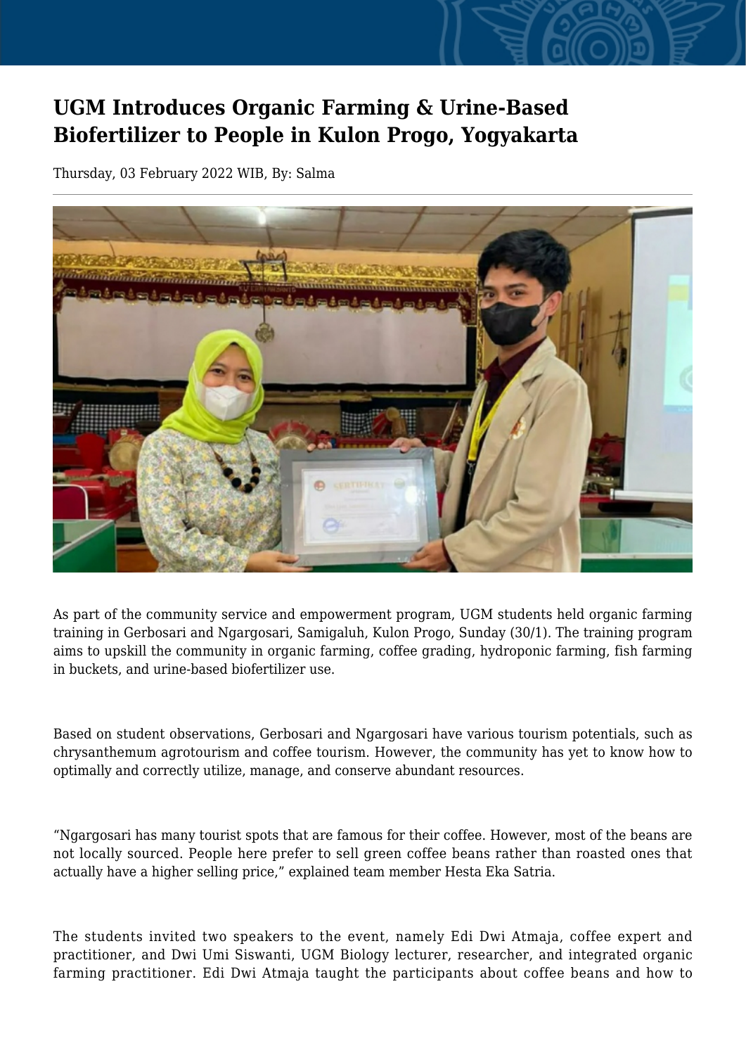# UGM Introduces Organic Farming & Urine-Based Biofertilizer to People in Kulon Progo, Yogyakarta

Thursday, 03 February 2022 WIB, By: Salma

As part of the community service and empowerment program, UGM students held organic farming training in Gerbosari and Ngargosari, Samigaluh, Kulon Progo, Sunday (30/1). The training program aims to upskill the community in organic farming, coffee grading, hydroponic farming, fish farming in buckets, and urine-based biofertilizer use.

Based on student observations, Gerbosari and Ngargosari have various tourism potentials, such as chrysanthemum agrotourism and coffee tourism. However, the community has yet to know how to optimally and correctly utilize, manage, and conserve abundant resources.

"Ngargosari has many tourist spots that are famous for their coffee. However, most of the beans are not locally sourced. People here prefer to sell green coffee beans rather than roasted ones that actually have a higher selling price," explained team member Hesta Eka Satria.

The students invited two speakers to the event, namely Edi Dwi Atmaja, coffee expert and practitioner, and Dwi Umi Siswanti, UGM Biology lecturer, researcher, and integrated organic farming practitioner. Edi Dwi Atmaja taught the participants about coffee beans and how to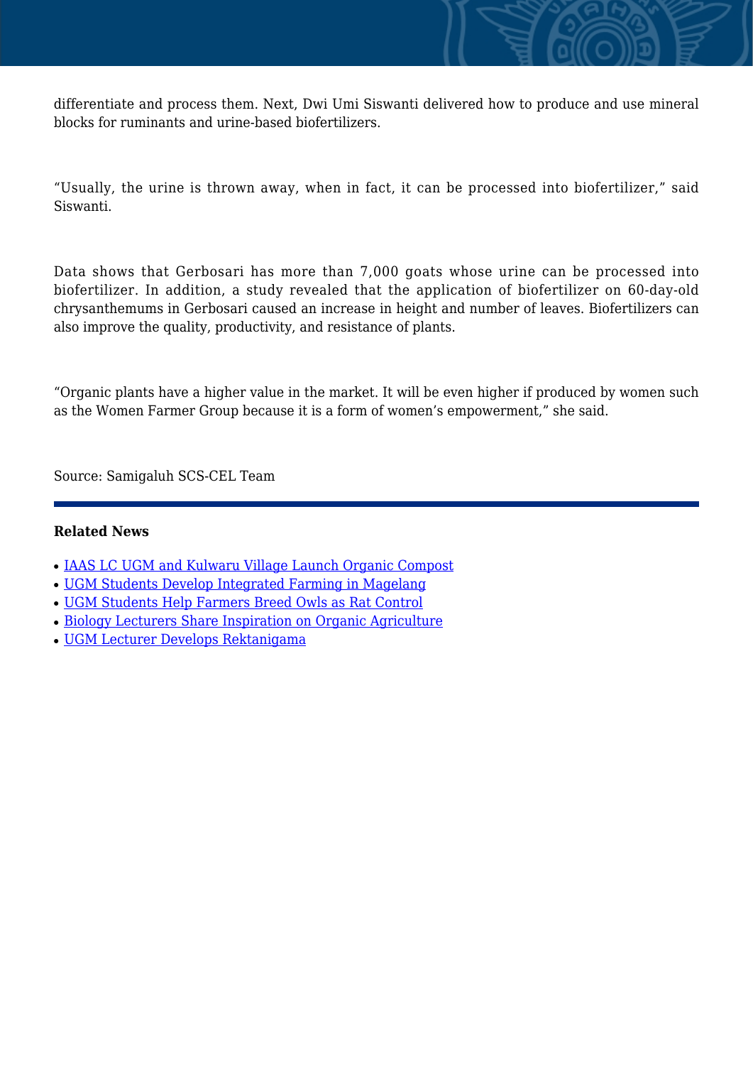differentiate and process them. Next, Dwi Umi Siswanti delivered how to produce and use mineral blocks for ruminants and urine-based biofertilizers.

"Usually, the urine is thrown away, when in fact, it can be processed into biofertilizer," said Siswanti.

Data shows that Gerbosari has more than 7,000 goats whose urine can be processed into biofertilizer. In addition, a study revealed that the application of biofertilizer on 60-day-old chrysanthemums in Gerbosari caused an increase in height and number of leaves. Biofertilizers can also improve the quality, productivity, and resistance of plants.

"Organic plants have a higher value in the market. It will be even higher if produced by women such as the Women Farmer Group because it is a form of women's empowerment," she said.

Source: Samigaluh SCS-CEL Team

**Related News**

- IAAS LC UGM and Kulwaru Village Launch Organic Compost
- UGM Students Develop Integrated Farming in Magelang
- UGM Students Help Farmers Breed Owls as Rat Control
- Biology Lecturers Share Inspiration on Organic Agriculture
- UGM Lecturer Develops Rektanigama